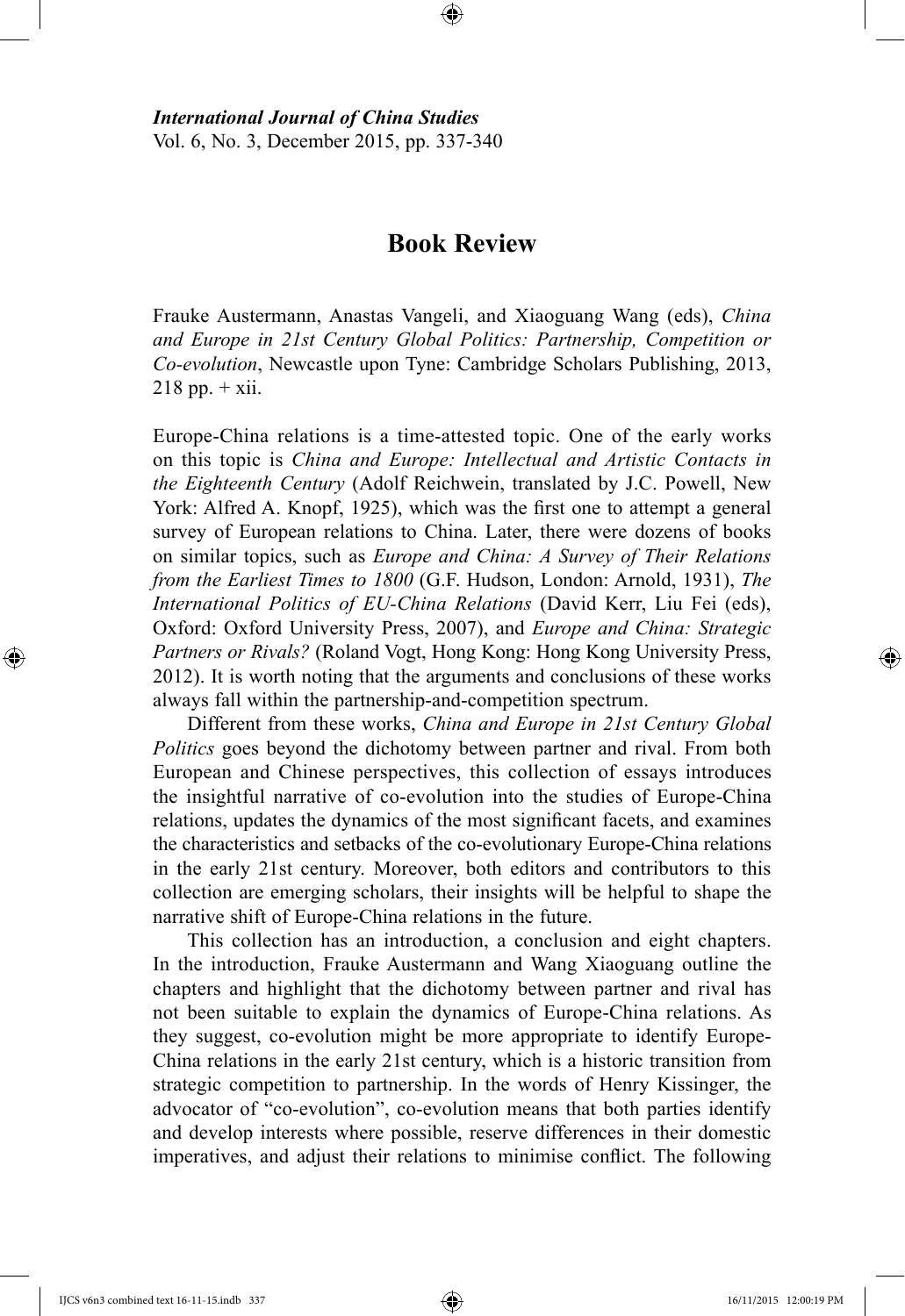# Book Review

Frauke Austermann, Anastas Vangeli, and Xiaoguang Wang (eds), *China and Europe in 21st Century Global Politics: Partnership, Competition or Co-evolution*, Newcastle upon Tyne: Cambridge Scholars Publishing, 2013, 218 pp. + xii.

Europe-China relations is a time-attested topic. One of the early works on this topic is *China and Europe: Intellectual and Artistic Contacts in the Eighteenth Century* (Adolf Reichwein, translated by J.C. Powell, New York: Alfred A. Knopf, 1925), which was the first one to attempt a general survey of European relations to China. Later, there were dozens of books on similar topics, such as *Europe and China: A Survey of Their Relations from the Earliest Times to 1800* (G.F. Hudson, London: Arnold, 1931), *The International Politics of EU-China Relations* (David Kerr, Liu Fei (eds), Oxford: Oxford University Press, 2007), and *Europe and China: Strategic Partners or Rivals?* (Roland Vogt, Hong Kong: Hong Kong University Press, 2012). It is worth noting that the arguments and conclusions of these works always fall within the partnership-and-competition spectrum.

Different from these works, *China and Europe in 21st Century Global Politics* goes beyond the dichotomy between partner and rival. From both European and Chinese perspectives, this collection of essays introduces the insightful narrative of co-evolution into the studies of Europe-China relations, updates the dynamics of the most significant facets, and examines the characteristics and setbacks of the co-evolutionary Europe-China relations in the early 21st century. Moreover, both editors and contributors to this collection are emerging scholars, their insights will be helpful to shape the narrative shift of Europe-China relations in the future.

This collection has an introduction, a conclusion and eight chapters. In the introduction, Frauke Austermann and Wang Xiaoguang outline the chapters and highlight that the dichotomy between partner and rival has not been suitable to explain the dynamics of Europe-China relations. As they suggest, co-evolution might be more appropriate to identify Europe-China relations in the early 21st century, which is a historic transition from strategic competition to partnership. In the words of Henry Kissinger, the advocator of "co-evolution", co-evolution means that both parties identify and develop interests where possible, reserve differences in their domestic imperatives, and adjust their relations to minimise conflict. The following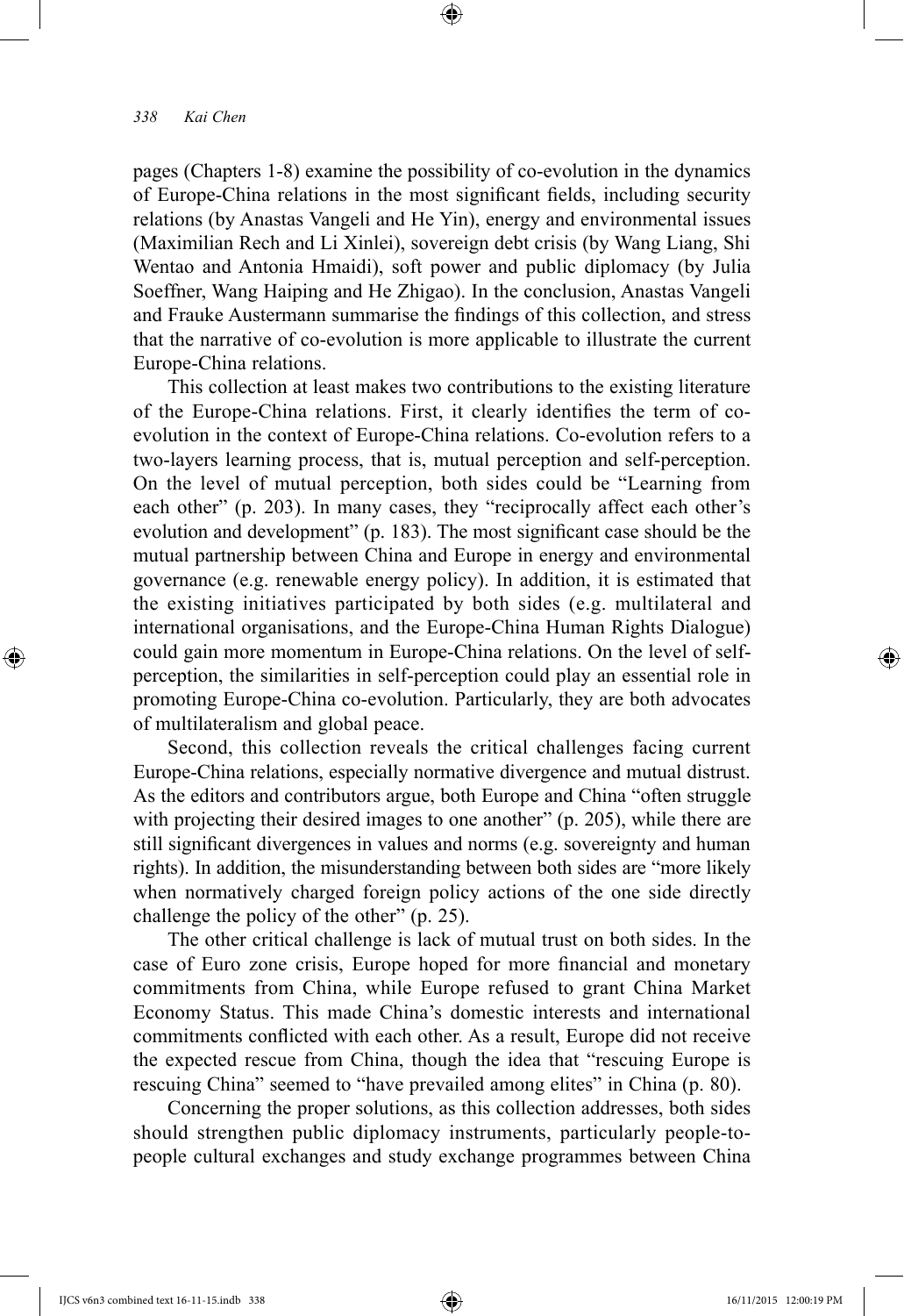pages (Chapters 1-8) examine the possibility of co-evolution in the dynamics of Europe-China relations in the most significant fields, including security relations (by Anastas Vangeli and He Yin), energy and environmental issues (Maximilian Rech and Li Xinlei), sovereign debt crisis (by Wang Liang, Shi Wentao and Antonia Hmaidi), soft power and public diplomacy (by Julia Soeffner, Wang Haiping and He Zhigao). In the conclusion, Anastas Vangeli and Frauke Austermann summarise the findings of this collection, and stress that the narrative of co-evolution is more applicable to illustrate the current Europe-China relations.

This collection at least makes two contributions to the existing literature of the Europe-China relations. First, it clearly identifies the term of co-evolution in the context of Europe-China relations. Co-evolution refers to a two-layers learning process, that is, mutual perception and self-perception. On the level of mutual perception, both sides could be "Learning from each other" (p. 203). In many cases, they "reciprocally affect each other's evolution and development" (p. 183). The most significant case should be the mutual partnership between China and Europe in energy and environmental governance (e.g. renewable energy policy). In addition, it is estimated that the existing initiatives participated by both sides (e.g. multilateral and international organisations, and the Europe-China Human Rights Dialogue) could gain more momentum in Europe-China relations. On the level of self-perception, the similarities in self-perception could play an essential role in promoting Europe-China co-evolution. Particularly, they are both advocates of multilateralism and global peace.

Second, this collection reveals the critical challenges facing current Europe-China relations, especially normative divergence and mutual distrust. As the editors and contributors argue, both Europe and China "often struggle with projecting their desired images to one another" (p. 205), while there are still significant divergences in values and norms (e.g. sovereignty and human rights). In addition, the misunderstanding between both sides are "more likely when normatively charged foreign policy actions of the one side directly challenge the policy of the other" (p. 25).

The other critical challenge is lack of mutual trust on both sides. In the case of Euro zone crisis, Europe hoped for more financial and monetary commitments from China, while Europe refused to grant China Market Economy Status. This made China's domestic interests and international commitments conflicted with each other. As a result, Europe did not receive the expected rescue from China, though the idea that "rescuing Europe is rescuing China" seemed to "have prevailed among elites" in China (p. 80).

Concerning the proper solutions, as this collection addresses, both sides should strengthen public diplomacy instruments, particularly people-to-people cultural exchanges and study exchange programmes between China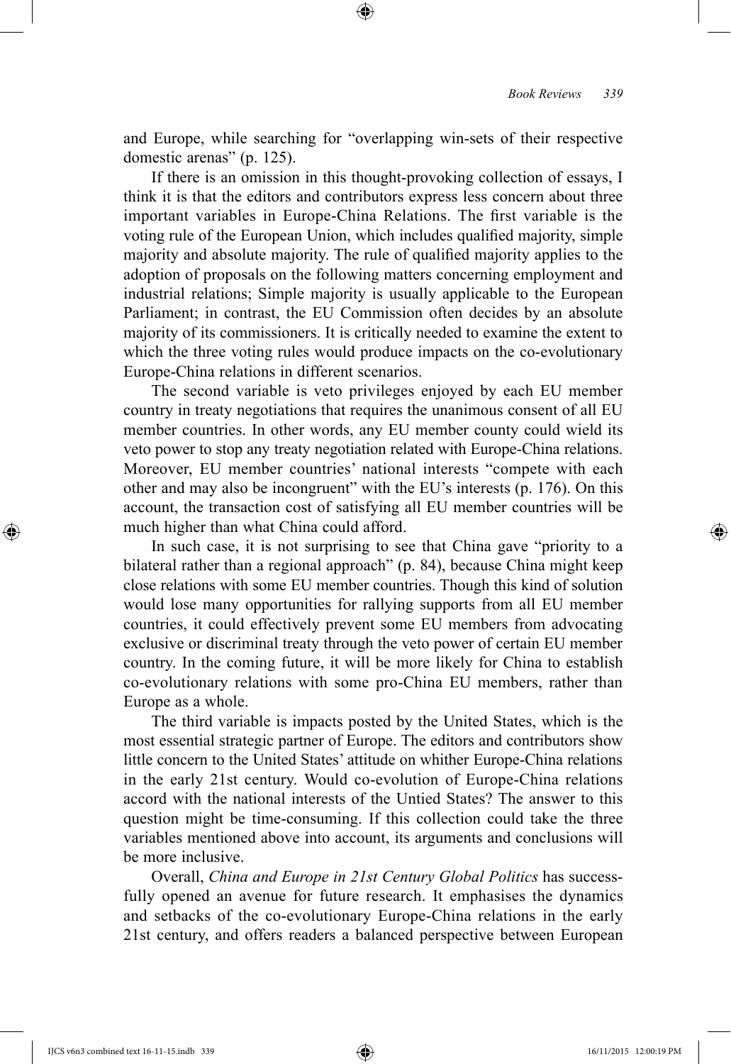and Europe, while searching for "overlapping win-sets of their respective domestic arenas" (p. 125).

If there is an omission in this thought-provoking collection of essays, I think it is that the editors and contributors express less concern about three important variables in Europe-China Relations. The first variable is the voting rule of the European Union, which includes qualified majority, simple majority and absolute majority. The rule of qualified majority applies to the adoption of proposals on the following matters concerning employment and industrial relations; Simple majority is usually applicable to the European Parliament; in contrast, the EU Commission often decides by an absolute majority of its commissioners. It is critically needed to examine the extent to which the three voting rules would produce impacts on the co-evolutionary Europe-China relations in different scenarios.

The second variable is veto privileges enjoyed by each EU member country in treaty negotiations that requires the unanimous consent of all EU member countries. In other words, any EU member county could wield its veto power to stop any treaty negotiation related with Europe-China relations. Moreover, EU member countries' national interests "compete with each other and may also be incongruent" with the EU's interests (p. 176). On this account, the transaction cost of satisfying all EU member countries will be much higher than what China could afford.

In such case, it is not surprising to see that China gave "priority to a bilateral rather than a regional approach" (p. 84), because China might keep close relations with some EU member countries. Though this kind of solution would lose many opportunities for rallying supports from all EU member countries, it could effectively prevent some EU members from advocating exclusive or discriminal treaty through the veto power of certain EU member country. In the coming future, it will be more likely for China to establish co-evolutionary relations with some pro-China EU members, rather than Europe as a whole.

The third variable is impacts posted by the United States, which is the most essential strategic partner of Europe. The editors and contributors show little concern to the United States' attitude on whither Europe-China relations in the early 21st century. Would co-evolution of Europe-China relations accord with the national interests of the Untied States? The answer to this question might be time-consuming. If this collection could take the three variables mentioned above into account, its arguments and conclusions will be more inclusive.

Overall, *China and Europe in 21st Century Global Politics* has successfully opened an avenue for future research. It emphasises the dynamics and setbacks of the co-evolutionary Europe-China relations in the early 21st century, and offers readers a balanced perspective between European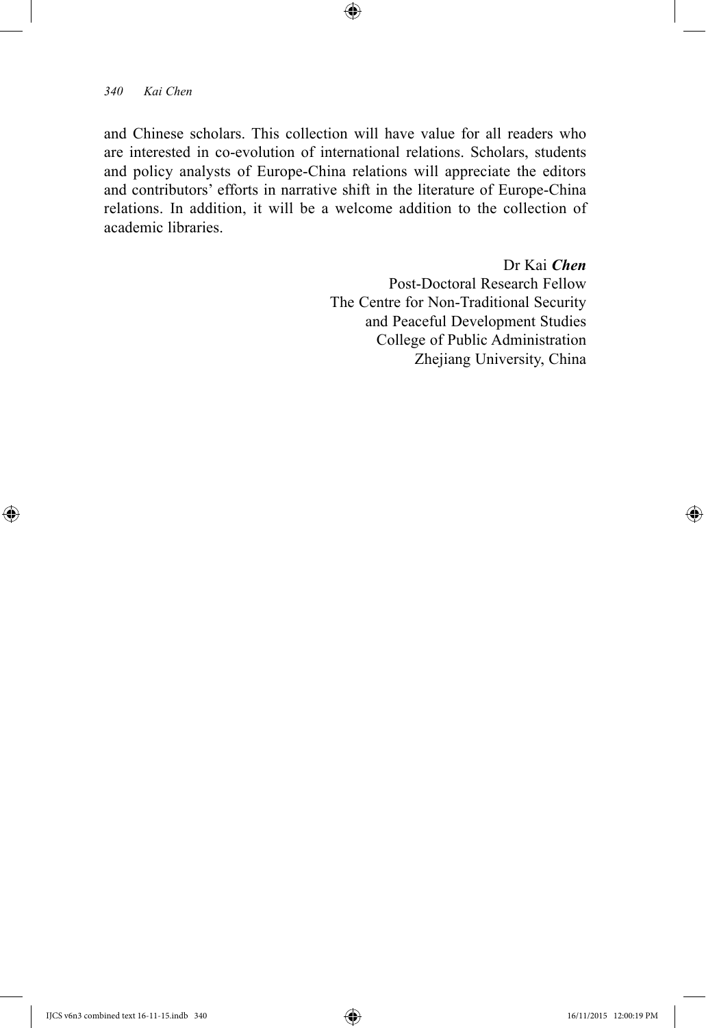and Chinese scholars. This collection will have value for all readers who are interested in co-evolution of international relations. Scholars, students and policy analysts of Europe-China relations will appreciate the editors and contributors' efforts in narrative shift in the literature of Europe-China relations. In addition, it will be a welcome addition to the collection of academic libraries.

Dr Kai ***Chen***
Post-Doctoral Research Fellow
The Centre for Non-Traditional Security
and Peaceful Development Studies
College of Public Administration
Zhejiang University, China